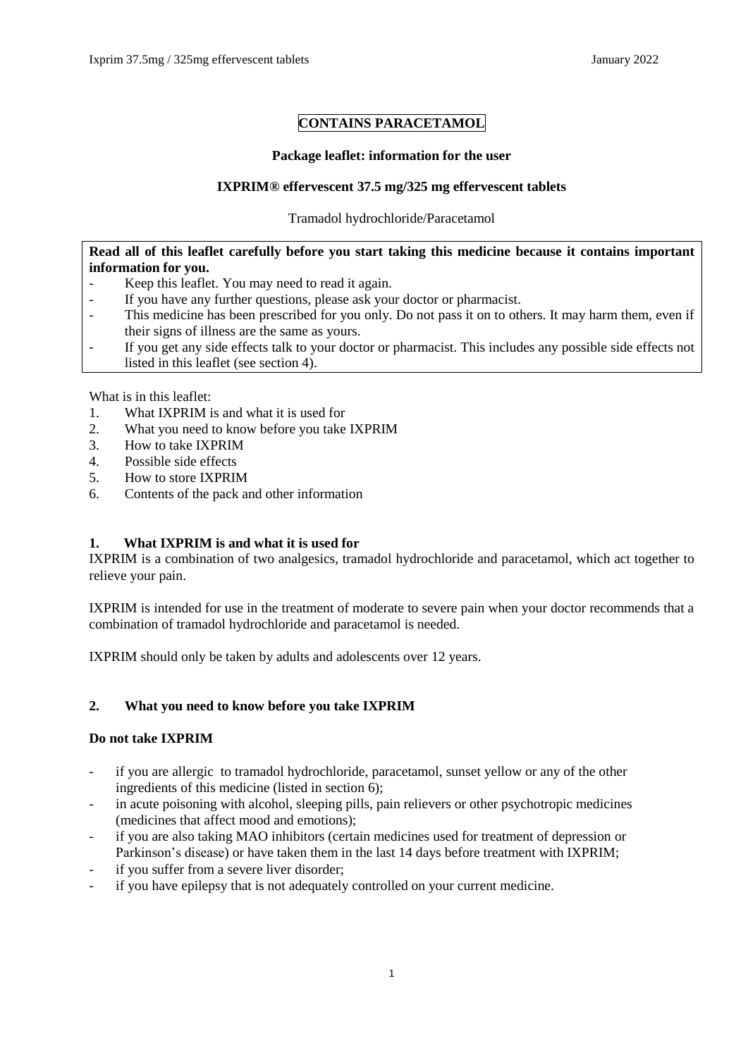**CONTAINS PARACETAMOL**

**Package leaflet: information for the user**

**IXPRIM® effervescent 37.5 mg/325 mg effervescent tablets**

Tramadol hydrochloride/Paracetamol

**Read all of this leaflet carefully before you start taking this medicine because it contains important information for you.**
- Keep this leaflet. You may need to read it again.
- If you have any further questions, please ask your doctor or pharmacist.
- This medicine has been prescribed for you only. Do not pass it on to others. It may harm them, even if their signs of illness are the same as yours.
- If you get any side effects talk to your doctor or pharmacist. This includes any possible side effects not listed in this leaflet (see section 4).

What is in this leaflet:
1. What IXPRIM is and what it is used for
2. What you need to know before you take IXPRIM
3. How to take IXPRIM
4. Possible side effects
5. How to store IXPRIM
6. Contents of the pack and other information

## 1. What IXPRIM is and what it is used for

IXPRIM is a combination of two analgesics, tramadol hydrochloride and paracetamol, which act together to relieve your pain.

IXPRIM is intended for use in the treatment of moderate to severe pain when your doctor recommends that a combination of tramadol hydrochloride and paracetamol is needed.

IXPRIM should only be taken by adults and adolescents over 12 years.

## 2. What you need to know before you take IXPRIM

**Do not take IXPRIM**

- if you are allergic to tramadol hydrochloride, paracetamol, sunset yellow or any of the other ingredients of this medicine (listed in section 6);
- in acute poisoning with alcohol, sleeping pills, pain relievers or other psychotropic medicines (medicines that affect mood and emotions);
- if you are also taking MAO inhibitors (certain medicines used for treatment of depression or Parkinson's disease) or have taken them in the last 14 days before treatment with IXPRIM;
- if you suffer from a severe liver disorder;
- if you have epilepsy that is not adequately controlled on your current medicine.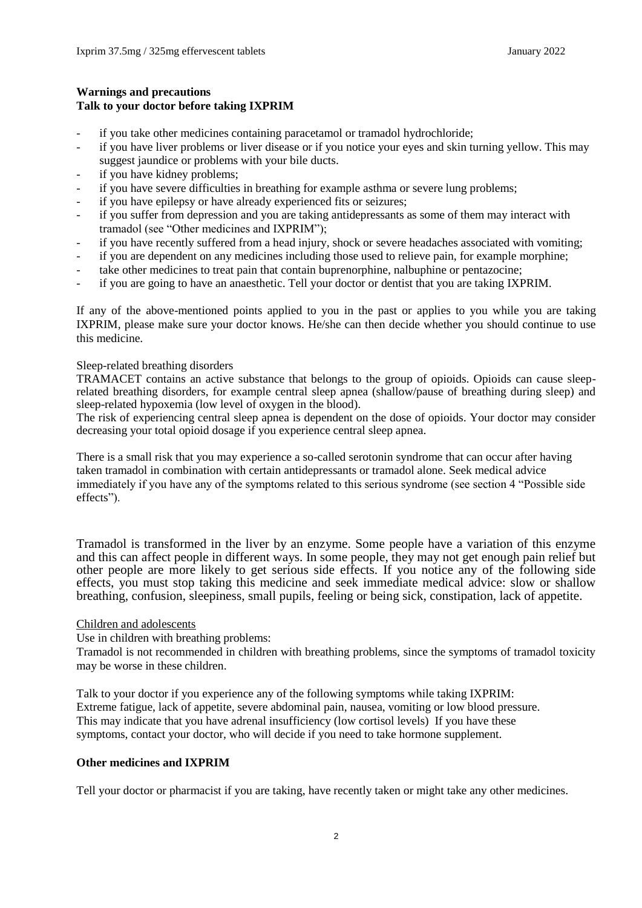**Warnings and precautions**
**Talk to your doctor before taking IXPRIM**

- if you take other medicines containing paracetamol or tramadol hydrochloride;
- if you have liver problems or liver disease or if you notice your eyes and skin turning yellow. This may suggest jaundice or problems with your bile ducts.
- if you have kidney problems;
- if you have severe difficulties in breathing for example asthma or severe lung problems;
- if you have epilepsy or have already experienced fits or seizures;
- if you suffer from depression and you are taking antidepressants as some of them may interact with tramadol (see "Other medicines and IXPRIM");
- if you have recently suffered from a head injury, shock or severe headaches associated with vomiting;
- if you are dependent on any medicines including those used to relieve pain, for example morphine;
- take other medicines to treat pain that contain buprenorphine, nalbuphine or pentazocine;
- if you are going to have an anaesthetic. Tell your doctor or dentist that you are taking IXPRIM.

If any of the above-mentioned points applied to you in the past or applies to you while you are taking IXPRIM, please make sure your doctor knows. He/she can then decide whether you should continue to use this medicine.

Sleep-related breathing disorders
TRAMACET contains an active substance that belongs to the group of opioids. Opioids can cause sleep-related breathing disorders, for example central sleep apnea (shallow/pause of breathing during sleep) and sleep-related hypoxemia (low level of oxygen in the blood).
The risk of experiencing central sleep apnea is dependent on the dose of opioids. Your doctor may consider decreasing your total opioid dosage if you experience central sleep apnea.

There is a small risk that you may experience a so-called serotonin syndrome that can occur after having taken tramadol in combination with certain antidepressants or tramadol alone. Seek medical advice immediately if you have any of the symptoms related to this serious syndrome (see section 4 "Possible side effects").

Tramadol is transformed in the liver by an enzyme. Some people have a variation of this enzyme and this can affect people in different ways. In some people, they may not get enough pain relief but other people are more likely to get serious side effects. If you notice any of the following side effects, you must stop taking this medicine and seek immediate medical advice: slow or shallow breathing, confusion, sleepiness, small pupils, feeling or being sick, constipation, lack of appetite.

Children and adolescents
Use in children with breathing problems:
Tramadol is not recommended in children with breathing problems, since the symptoms of tramadol toxicity may be worse in these children.

Talk to your doctor if you experience any of the following symptoms while taking IXPRIM:
Extreme fatigue, lack of appetite, severe abdominal pain, nausea, vomiting or low blood pressure.
This may indicate that you have adrenal insufficiency (low cortisol levels) If you have these symptoms, contact your doctor, who will decide if you need to take hormone supplement.

**Other medicines and IXPRIM**

Tell your doctor or pharmacist if you are taking, have recently taken or might take any other medicines.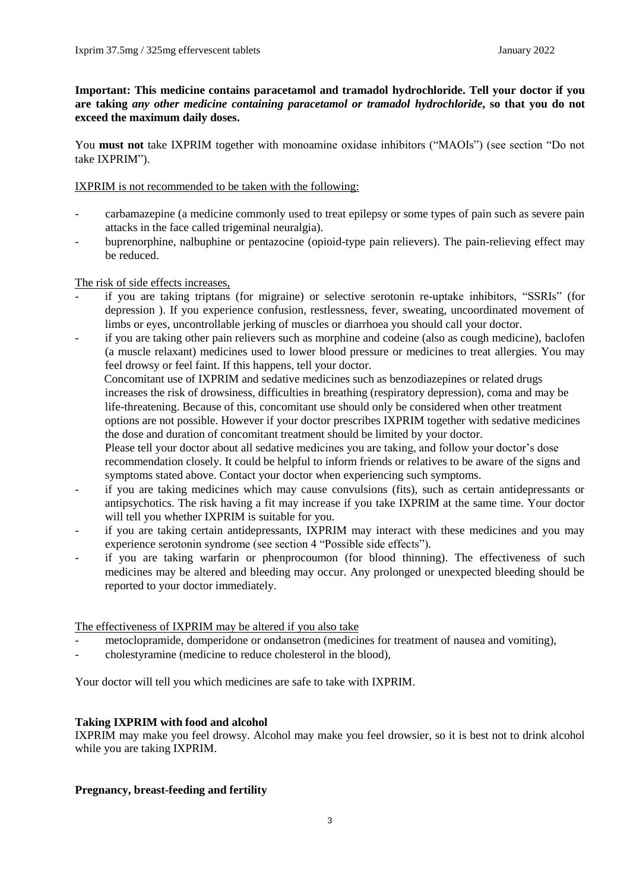**Important: This medicine contains paracetamol and tramadol hydrochloride. Tell your doctor if you are taking *any other medicine containing paracetamol or tramadol hydrochloride*, so that you do not exceed the maximum daily doses.**

You **must not** take IXPRIM together with monoamine oxidase inhibitors ("MAOIs") (see section "Do not take IXPRIM").

IXPRIM is not recommended to be taken with the following:

- carbamazepine (a medicine commonly used to treat epilepsy or some types of pain such as severe pain attacks in the face called trigeminal neuralgia).
- buprenorphine, nalbuphine or pentazocine (opioid-type pain relievers). The pain-relieving effect may be reduced.

The risk of side effects increases,

- if you are taking triptans (for migraine) or selective serotonin re-uptake inhibitors, "SSRIs" (for depression ). If you experience confusion, restlessness, fever, sweating, uncoordinated movement of limbs or eyes, uncontrollable jerking of muscles or diarrhoea you should call your doctor.
- if you are taking other pain relievers such as morphine and codeine (also as cough medicine), baclofen (a muscle relaxant) medicines used to lower blood pressure or medicines to treat allergies. You may feel drowsy or feel faint. If this happens, tell your doctor.
  Concomitant use of IXPRIM and sedative medicines such as benzodiazepines or related drugs increases the risk of drowsiness, difficulties in breathing (respiratory depression), coma and may be life-threatening. Because of this, concomitant use should only be considered when other treatment options are not possible. However if your doctor prescribes IXPRIM together with sedative medicines the dose and duration of concomitant treatment should be limited by your doctor.
  Please tell your doctor about all sedative medicines you are taking, and follow your doctor's dose recommendation closely. It could be helpful to inform friends or relatives to be aware of the signs and symptoms stated above. Contact your doctor when experiencing such symptoms.
- if you are taking medicines which may cause convulsions (fits), such as certain antidepressants or antipsychotics. The risk having a fit may increase if you take IXPRIM at the same time. Your doctor will tell you whether IXPRIM is suitable for you.
- if you are taking certain antidepressants, IXPRIM may interact with these medicines and you may experience serotonin syndrome (see section 4 "Possible side effects").
- if you are taking warfarin or phenprocoumon (for blood thinning). The effectiveness of such medicines may be altered and bleeding may occur. Any prolonged or unexpected bleeding should be reported to your doctor immediately.

The effectiveness of IXPRIM may be altered if you also take

- metoclopramide, domperidone or ondansetron (medicines for treatment of nausea and vomiting),
- cholestyramine (medicine to reduce cholesterol in the blood),

Your doctor will tell you which medicines are safe to take with IXPRIM.

**Taking IXPRIM with food and alcohol**

IXPRIM may make you feel drowsy. Alcohol may make you feel drowsier, so it is best not to drink alcohol while you are taking IXPRIM.

**Pregnancy, breast-feeding and fertility**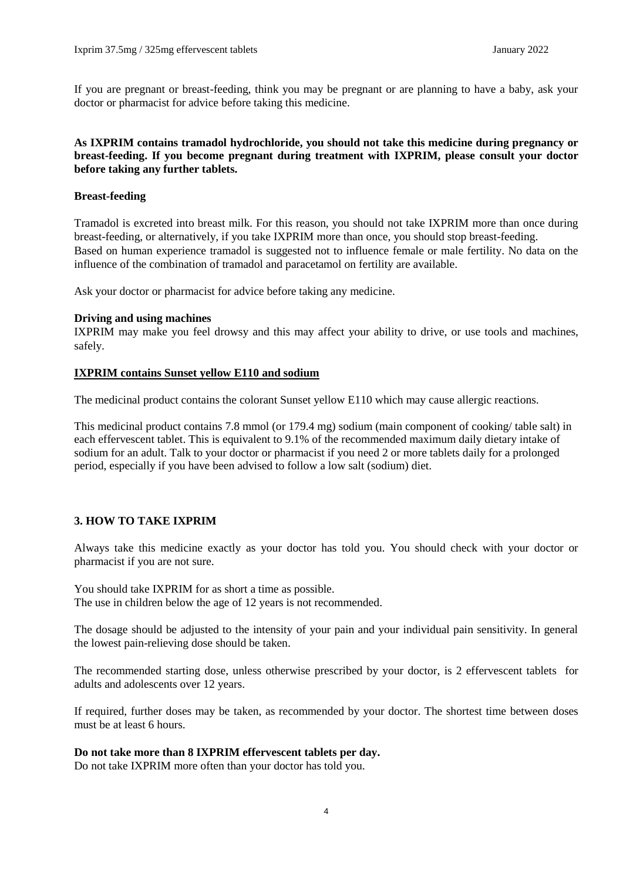If you are pregnant or breast-feeding, think you may be pregnant or are planning to have a baby, ask your doctor or pharmacist for advice before taking this medicine.

**As IXPRIM contains tramadol hydrochloride, you should not take this medicine during pregnancy or breast-feeding. If you become pregnant during treatment with IXPRIM, please consult your doctor before taking any further tablets.**

**Breast-feeding**

Tramadol is excreted into breast milk. For this reason, you should not take IXPRIM more than once during breast-feeding, or alternatively, if you take IXPRIM more than once, you should stop breast-feeding.
Based on human experience tramadol is suggested not to influence female or male fertility. No data on the influence of the combination of tramadol and paracetamol on fertility are available.

Ask your doctor or pharmacist for advice before taking any medicine.

**Driving and using machines**

IXPRIM may make you feel drowsy and this may affect your ability to drive, or use tools and machines, safely.

**IXPRIM contains Sunset yellow E110 and sodium**

The medicinal product contains the colorant Sunset yellow E110 which may cause allergic reactions.

This medicinal product contains 7.8 mmol (or 179.4 mg) sodium (main component of cooking/ table salt) in each effervescent tablet. This is equivalent to 9.1% of the recommended maximum daily dietary intake of sodium for an adult. Talk to your doctor or pharmacist if you need 2 or more tablets daily for a prolonged period, especially if you have been advised to follow a low salt (sodium) diet.

## 3. HOW TO TAKE IXPRIM

Always take this medicine exactly as your doctor has told you. You should check with your doctor or pharmacist if you are not sure.

You should take IXPRIM for as short a time as possible.
The use in children below the age of 12 years is not recommended.

The dosage should be adjusted to the intensity of your pain and your individual pain sensitivity. In general the lowest pain-relieving dose should be taken.

The recommended starting dose, unless otherwise prescribed by your doctor, is 2 effervescent tablets for adults and adolescents over 12 years.

If required, further doses may be taken, as recommended by your doctor. The shortest time between doses must be at least 6 hours.

**Do not take more than 8 IXPRIM effervescent tablets per day.**
Do not take IXPRIM more often than your doctor has told you.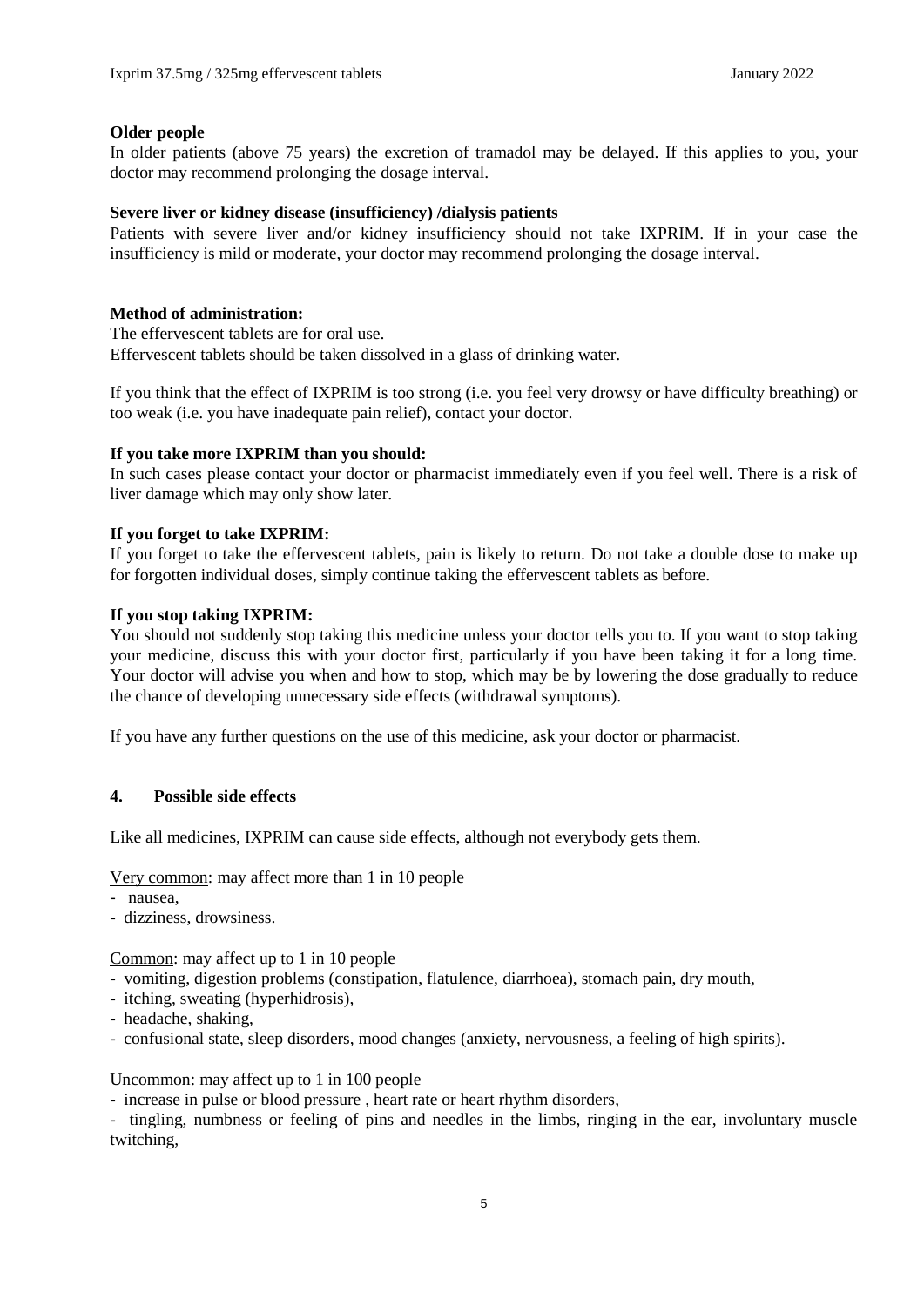**Older people**

In older patients (above 75 years) the excretion of tramadol may be delayed. If this applies to you, your doctor may recommend prolonging the dosage interval.

**Severe liver or kidney disease (insufficiency) /dialysis patients**

Patients with severe liver and/or kidney insufficiency should not take IXPRIM. If in your case the insufficiency is mild or moderate, your doctor may recommend prolonging the dosage interval.

**Method of administration:**

The effervescent tablets are for oral use.
Effervescent tablets should be taken dissolved in a glass of drinking water.

If you think that the effect of IXPRIM is too strong (i.e. you feel very drowsy or have difficulty breathing) or too weak (i.e. you have inadequate pain relief), contact your doctor.

**If you take more IXPRIM than you should:**

In such cases please contact your doctor or pharmacist immediately even if you feel well. There is a risk of liver damage which may only show later.

**If you forget to take IXPRIM:**

If you forget to take the effervescent tablets, pain is likely to return. Do not take a double dose to make up for forgotten individual doses, simply continue taking the effervescent tablets as before.

**If you stop taking IXPRIM:**

You should not suddenly stop taking this medicine unless your doctor tells you to. If you want to stop taking your medicine, discuss this with your doctor first, particularly if you have been taking it for a long time. Your doctor will advise you when and how to stop, which may be by lowering the dose gradually to reduce the chance of developing unnecessary side effects (withdrawal symptoms).

If you have any further questions on the use of this medicine, ask your doctor or pharmacist.

## 4. Possible side effects

Like all medicines, IXPRIM can cause side effects, although not everybody gets them.

Very common: may affect more than 1 in 10 people

- nausea,
- dizziness, drowsiness.

Common: may affect up to 1 in 10 people

- vomiting, digestion problems (constipation, flatulence, diarrhoea), stomach pain, dry mouth,
- itching, sweating (hyperhidrosis),
- headache, shaking,
- confusional state, sleep disorders, mood changes (anxiety, nervousness, a feeling of high spirits).

Uncommon: may affect up to 1 in 100 people

- increase in pulse or blood pressure , heart rate or heart rhythm disorders,
- tingling, numbness or feeling of pins and needles in the limbs, ringing in the ear, involuntary muscle twitching,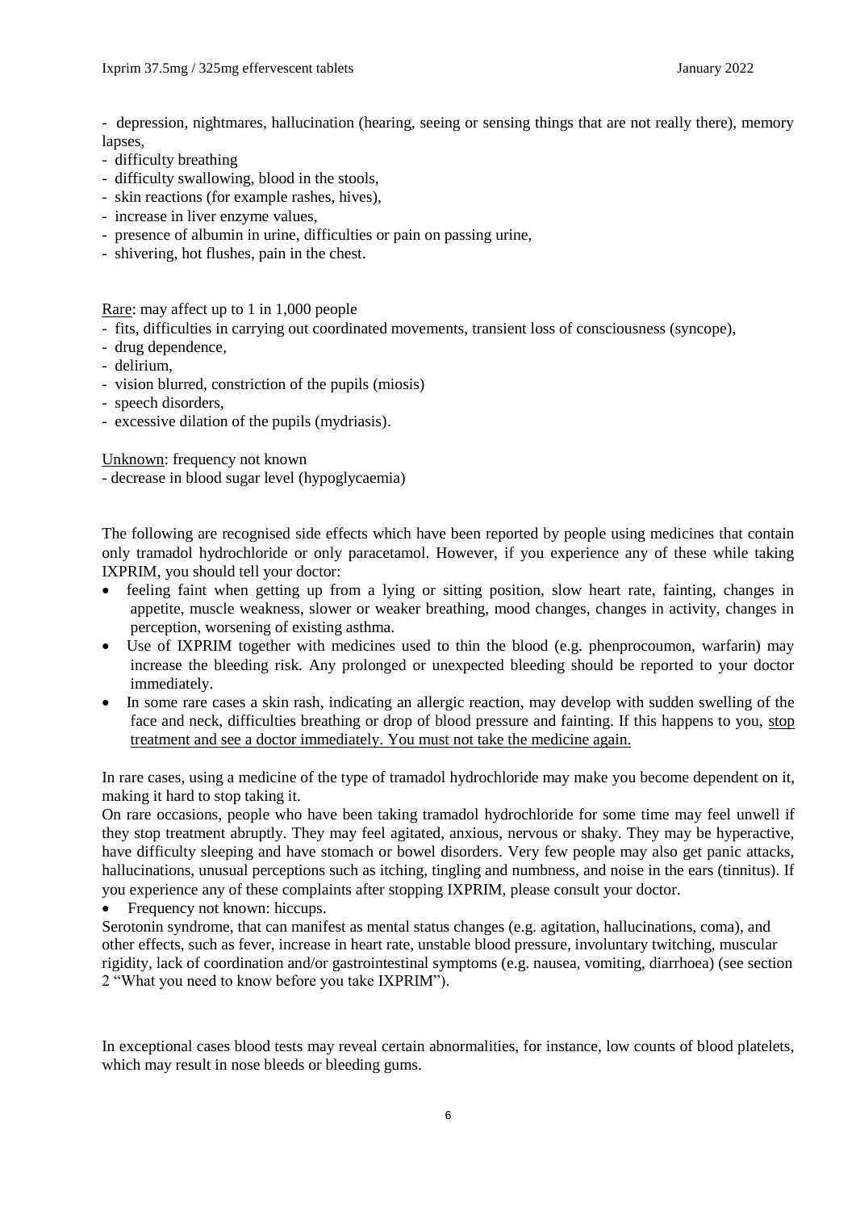- depression, nightmares, hallucination (hearing, seeing or sensing things that are not really there), memory lapses,
- difficulty breathing
- difficulty swallowing, blood in the stools,
- skin reactions (for example rashes, hives),
- increase in liver enzyme values,
- presence of albumin in urine, difficulties or pain on passing urine,
- shivering, hot flushes, pain in the chest.

<u>Rare</u>: may affect up to 1 in 1,000 people

- fits, difficulties in carrying out coordinated movements, transient loss of consciousness (syncope),
- drug dependence,
- delirium,
- vision blurred, constriction of the pupils (miosis)
- speech disorders,
- excessive dilation of the pupils (mydriasis).

<u>Unknown</u>: frequency not known

- decrease in blood sugar level (hypoglycaemia)

The following are recognised side effects which have been reported by people using medicines that contain only tramadol hydrochloride or only paracetamol. However, if you experience any of these while taking IXPRIM, you should tell your doctor:

- feeling faint when getting up from a lying or sitting position, slow heart rate, fainting, changes in appetite, muscle weakness, slower or weaker breathing, mood changes, changes in activity, changes in perception, worsening of existing asthma.
- Use of IXPRIM together with medicines used to thin the blood (e.g. phenprocoumon, warfarin) may increase the bleeding risk. Any prolonged or unexpected bleeding should be reported to your doctor immediately.
- In some rare cases a skin rash, indicating an allergic reaction, may develop with sudden swelling of the face and neck, difficulties breathing or drop of blood pressure and fainting. If this happens to you, <u>stop treatment and see a doctor immediately. You must not take the medicine again.</u>

In rare cases, using a medicine of the type of tramadol hydrochloride may make you become dependent on it, making it hard to stop taking it.

On rare occasions, people who have been taking tramadol hydrochloride for some time may feel unwell if they stop treatment abruptly. They may feel agitated, anxious, nervous or shaky. They may be hyperactive, have difficulty sleeping and have stomach or bowel disorders. Very few people may also get panic attacks, hallucinations, unusual perceptions such as itching, tingling and numbness, and noise in the ears (tinnitus). If you experience any of these complaints after stopping IXPRIM, please consult your doctor.

- Frequency not known: hiccups.

Serotonin syndrome, that can manifest as mental status changes (e.g. agitation, hallucinations, coma), and other effects, such as fever, increase in heart rate, unstable blood pressure, involuntary twitching, muscular rigidity, lack of coordination and/or gastrointestinal symptoms (e.g. nausea, vomiting, diarrhoea) (see section 2 "What you need to know before you take IXPRIM").

In exceptional cases blood tests may reveal certain abnormalities, for instance, low counts of blood platelets, which may result in nose bleeds or bleeding gums.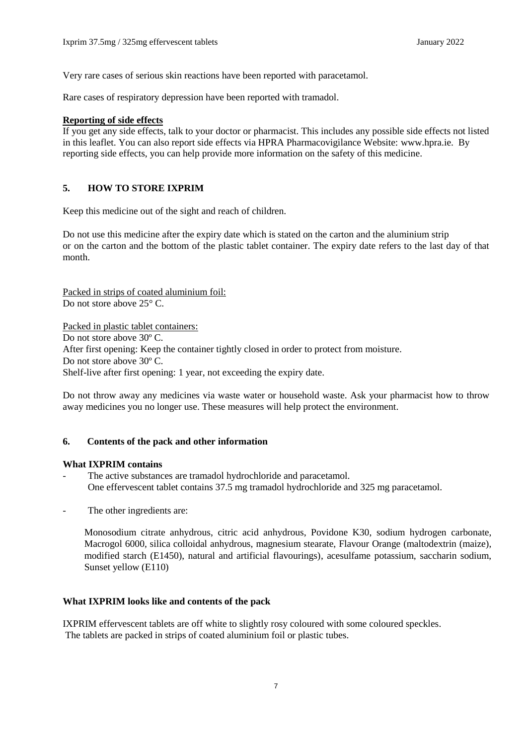Very rare cases of serious skin reactions have been reported with paracetamol.

Rare cases of respiratory depression have been reported with tramadol.

**Reporting of side effects**

If you get any side effects, talk to your doctor or pharmacist. This includes any possible side effects not listed in this leaflet. You can also report side effects via HPRA Pharmacovigilance Website: www.hpra.ie. By reporting side effects, you can help provide more information on the safety of this medicine.

## 5. HOW TO STORE IXPRIM

Keep this medicine out of the sight and reach of children.

Do not use this medicine after the expiry date which is stated on the carton and the aluminium strip or on the carton and the bottom of the plastic tablet container. The expiry date refers to the last day of that month.

Packed in strips of coated aluminium foil:
Do not store above 25° C.

Packed in plastic tablet containers:
Do not store above 30º C.
After first opening: Keep the container tightly closed in order to protect from moisture.
Do not store above 30º C.
Shelf-live after first opening: 1 year, not exceeding the expiry date.

Do not throw away any medicines via waste water or household waste. Ask your pharmacist how to throw away medicines you no longer use. These measures will help protect the environment.

## 6. Contents of the pack and other information

**What IXPRIM contains**

- The active substances are tramadol hydrochloride and paracetamol.
  One effervescent tablet contains 37.5 mg tramadol hydrochloride and 325 mg paracetamol.
- The other ingredients are:

  Monosodium citrate anhydrous, citric acid anhydrous, Povidone K30, sodium hydrogen carbonate, Macrogol 6000, silica colloidal anhydrous, magnesium stearate, Flavour Orange (maltodextrin (maize), modified starch (E1450), natural and artificial flavourings), acesulfame potassium, saccharin sodium, Sunset yellow (E110)

**What IXPRIM looks like and contents of the pack**

IXPRIM effervescent tablets are off white to slightly rosy coloured with some coloured speckles.
The tablets are packed in strips of coated aluminium foil or plastic tubes.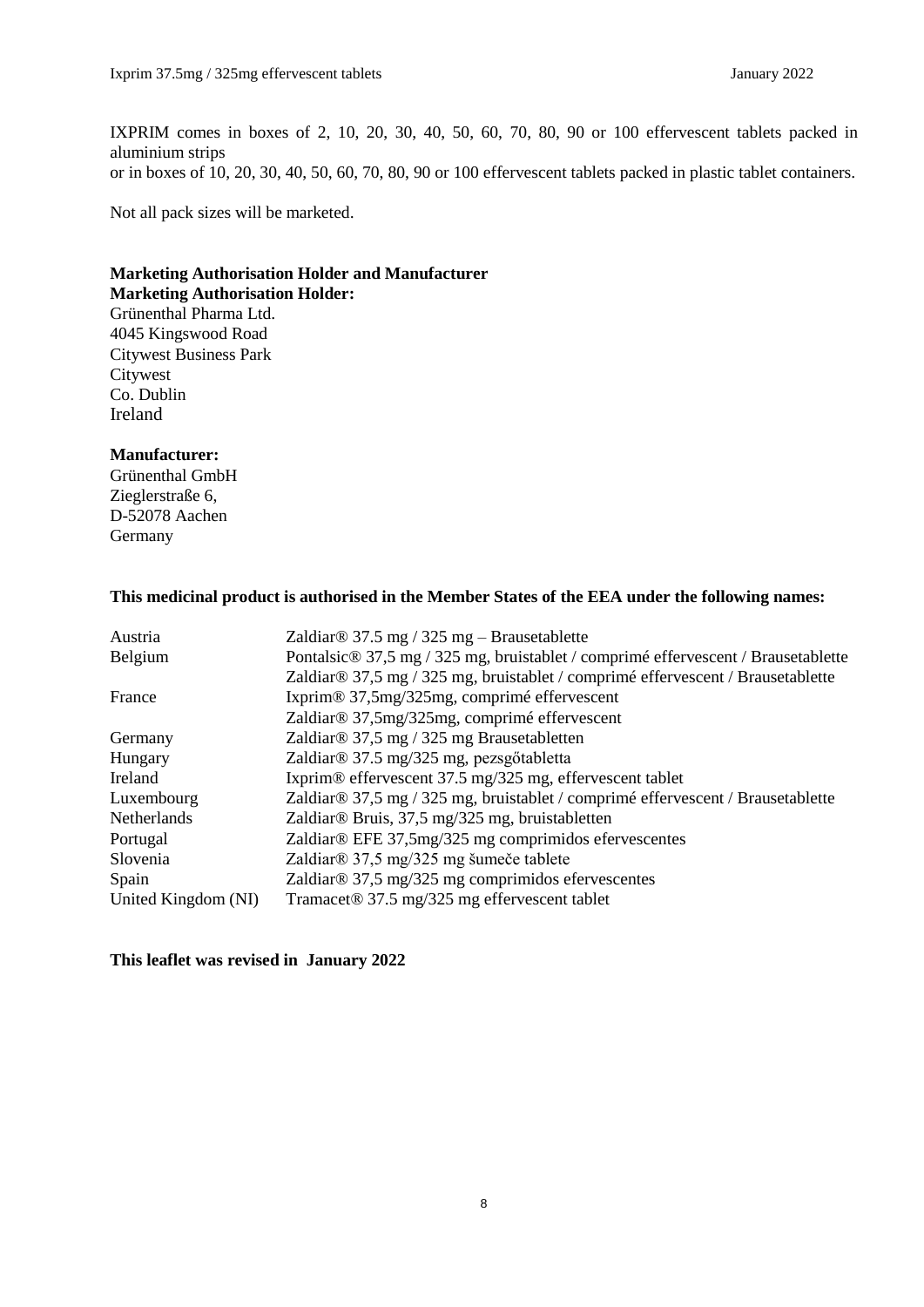IXPRIM comes in boxes of 2, 10, 20, 30, 40, 50, 60, 70, 80, 90 or 100 effervescent tablets packed in aluminium strips
or in boxes of 10, 20, 30, 40, 50, 60, 70, 80, 90 or 100 effervescent tablets packed in plastic tablet containers.

Not all pack sizes will be marketed.

**Marketing Authorisation Holder and Manufacturer**
**Marketing Authorisation Holder:**
Grünenthal Pharma Ltd.
4045 Kingswood Road
Citywest Business Park
Citywest
Co. Dublin
Ireland

**Manufacturer:**
Grünenthal GmbH
Zieglerstraße 6,
D-52078 Aachen
Germany

**This medicinal product is authorised in the Member States of the EEA under the following names:**

| | |
|---|---|
| Austria | Zaldiar® 37.5 mg / 325 mg – Brausetablette |
| Belgium | Pontalsic® 37,5 mg / 325 mg, bruistablet / comprimé effervescent / Brausetablette |
| | Zaldiar® 37,5 mg / 325 mg, bruistablet / comprimé effervescent / Brausetablette |
| France | Ixprim® 37,5mg/325mg, comprimé effervescent |
| | Zaldiar® 37,5mg/325mg, comprimé effervescent |
| Germany | Zaldiar® 37,5 mg / 325 mg Brausetabletten |
| Hungary | Zaldiar® 37.5 mg/325 mg, pezsgőtabletta |
| Ireland | Ixprim® effervescent 37.5 mg/325 mg, effervescent tablet |
| Luxembourg | Zaldiar® 37,5 mg / 325 mg, bruistablet / comprimé effervescent / Brausetablette |
| Netherlands | Zaldiar® Bruis, 37,5 mg/325 mg, bruistabletten |
| Portugal | Zaldiar® EFE 37,5mg/325 mg comprimidos efervescentes |
| Slovenia | Zaldiar® 37,5 mg/325 mg šumeče tablete |
| Spain | Zaldiar® 37,5 mg/325 mg comprimidos efervescentes |
| United Kingdom (NI) | Tramacet® 37.5 mg/325 mg effervescent tablet |

**This leaflet was revised in January 2022**